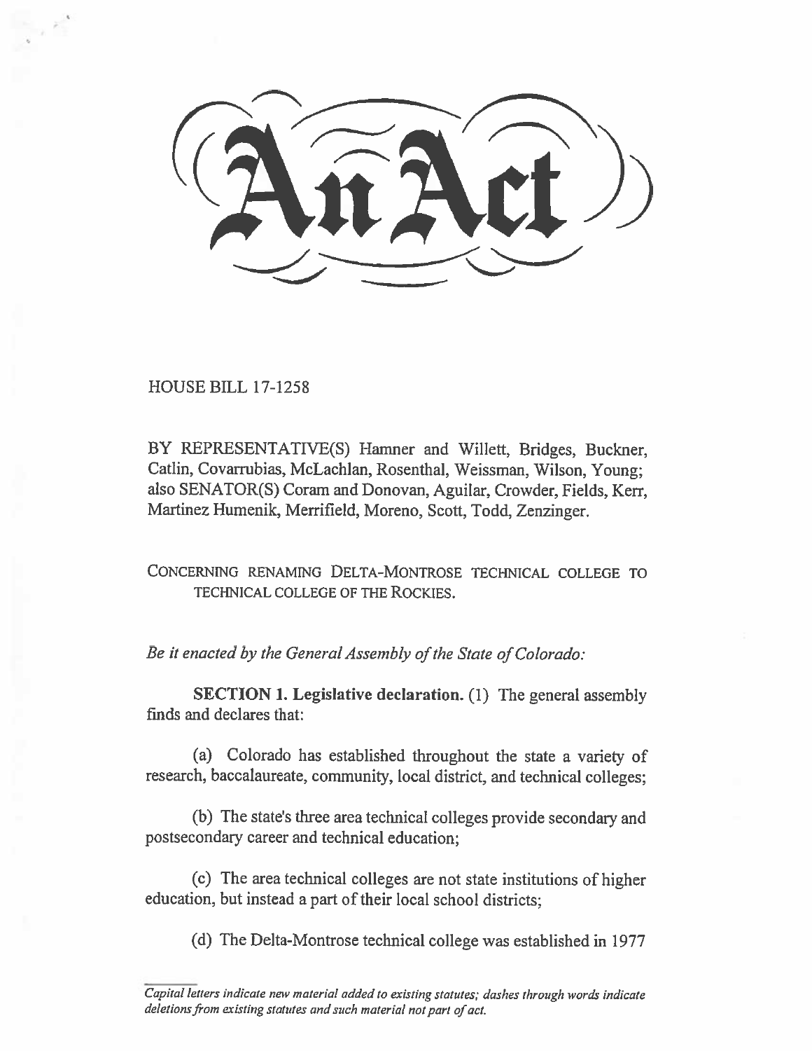# An Act

HOUSE BILL 17-1258

BY REPRESENTATIVE(S) Hamner and Willett, Bridges, Buckner, Catlin, Covarrubias, McLachlan, Rosenthal, Weissman, Wilson, Young; also SENATOR(S) Coram and Donovan, Aguilar, Crowder, Fields, Kerr, Martinez Humenik, Merrifield, Moreno, Scott, Todd, Zenzinger.

CONCERNING RENAMING DELTA-MONTROSE TECHNICAL COLLEGE TO TECHNICAL COLLEGE OF THE ROCKIES.

*Be it enacted by the General Assembly of the State of Colorado:*

**SECTION 1. Legislative declaration.** (1) The general assembly finds and declares that:

(a) Colorado has established throughout the state a variety of research, baccalaureate, community, local district, and technical colleges;

(b) The state's three area technical colleges provide secondary and postsecondary career and technical education;

(c) The area technical colleges are not state institutions of higher education, but instead a part of their local school districts;

(d) The Delta-Montrose technical college was established in 1977

*Capital letters indicate new material added to existing statutes; dashes through words indicate deletions from existing statutes and such material not part of act.*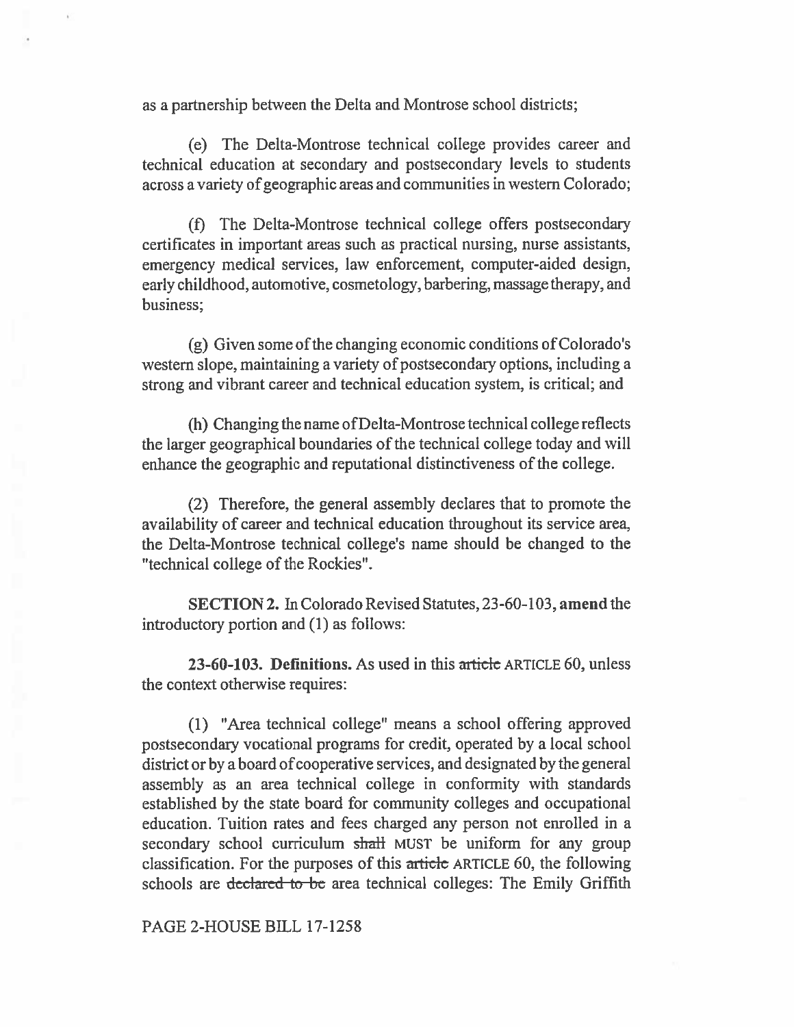as a partnership between the Delta and Montrose school districts;

(e) The Delta-Montrose technical college provides career and technical education at secondary and postsecondary levels to students across a variety of geographic areas and communities in western Colorado;

(f) The Delta-Montrose technical college offers postsecondary certificates in important areas such as practical nursing, nurse assistants, emergency medical services, law enforcement, computer-aided design, early childhood, automotive, cosmetology, barbering, massage therapy, and business;

(g) Given some of the changing economic conditions of Colorado's western slope, maintaining a variety of postsecondary options, including a strong and vibrant career and technical education system, is critical; and

(h) Changing the name of Delta-Montrose technical college reflects the larger geographical boundaries of the technical college today and will enhance the geographic and reputational distinctiveness of the college.

(2) Therefore, the general assembly declares that to promote the availability of career and technical education throughout its service area, the Delta-Montrose technical college's name should be changed to the "technical college of the Rockies".

**SECTION 2.** In Colorado Revised Statutes, 23-60-103, **amend** the introductory portion and (1) as follows:

**23-60-103. Definitions.** As used in this ~~article~~ ARTICLE 60, unless the context otherwise requires:

(1) "Area technical college" means a school offering approved postsecondary vocational programs for credit, operated by a local school district or by a board of cooperative services, and designated by the general assembly as an area technical college in conformity with standards established by the state board for community colleges and occupational education. Tuition rates and fees charged any person not enrolled in a secondary school curriculum ~~shall~~ MUST be uniform for any group classification. For the purposes of this ~~article~~ ARTICLE 60, the following schools are ~~declared to be~~ area technical colleges: The Emily Griffith

PAGE 2-HOUSE BILL 17-1258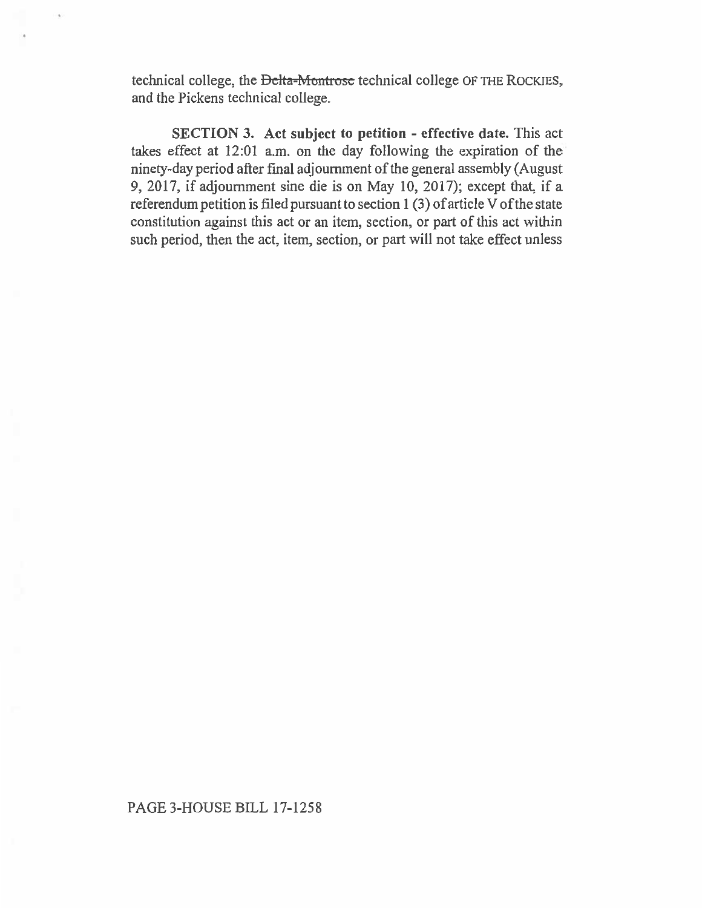technical college, the ~~Delta-Montrose~~ technical college OF THE ROCKIES, and the Pickens technical college.

**SECTION 3. Act subject to petition - effective date.** This act takes effect at 12:01 a.m. on the day following the expiration of the ninety-day period after final adjournment of the general assembly (August 9, 2017, if adjournment sine die is on May 10, 2017); except that, if a referendum petition is filed pursuant to section 1 (3) of article V of the state constitution against this act or an item, section, or part of this act within such period, then the act, item, section, or part will not take effect unless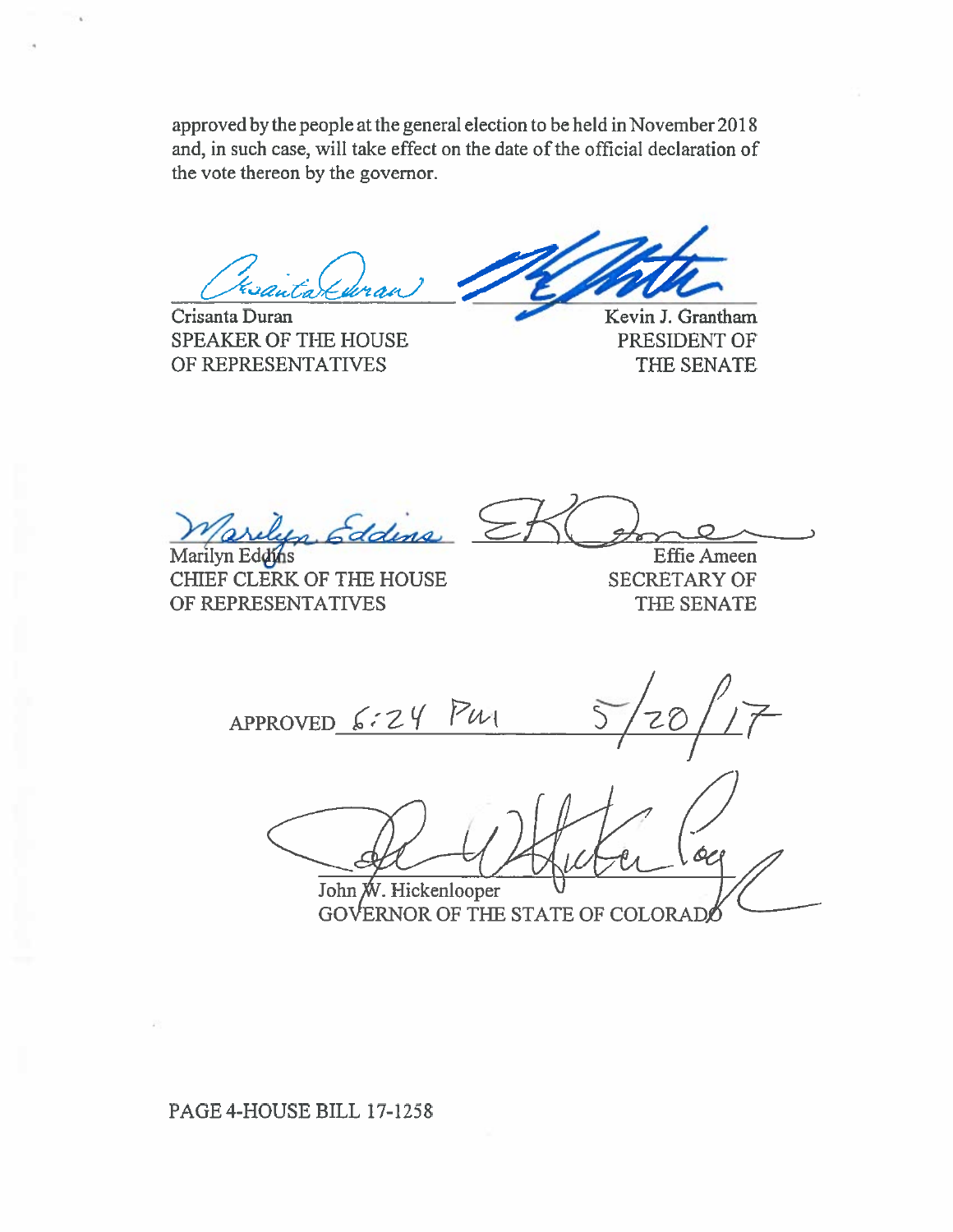approved by the people at the general election to be held in November 2018 and, in such case, will take effect on the date of the official declaration of the vote thereon by the governor.

Crisanta Duran
SPEAKER OF THE HOUSE
OF REPRESENTATIVES

Kevin J. Grantham
PRESIDENT OF
THE SENATE

Marilyn Eddins
CHIEF CLERK OF THE HOUSE
OF REPRESENTATIVES

Effie Ameen
SECRETARY OF
THE SENATE

APPROVED 6:24 PM 5/20/17

John W. Hickenlooper
GOVERNOR OF THE STATE OF COLORADO

PAGE 4-HOUSE BILL 17-1258